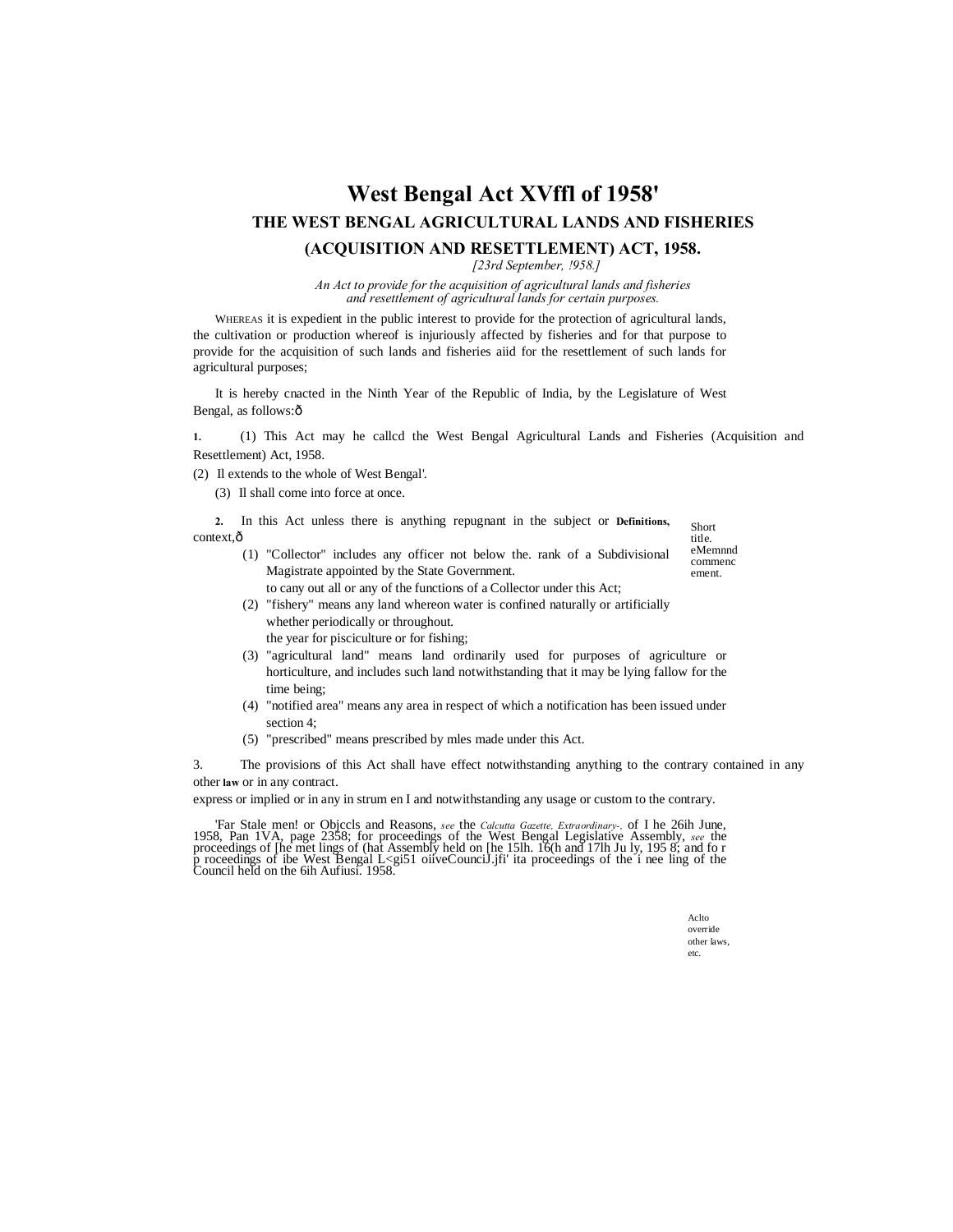# West Bengal Act XVffl of 1958'

## THE WEST BENGAL AGRICULTURAL LANDS AND FISHERIES (ACQUISITION AND RESETTLEMENT) ACT, 1958.

*[23rd September, !958.]*

*An Act to provide for the acquisition of agricultural lands and fisheries and resettlement of agricultural lands for certain purposes.*

WHEREAS it is expedient in the public interest to provide for the protection of agricultural lands, the cultivation or production whereof is injuriously affected by fisheries and for that purpose to provide for the acquisition of such lands and fisheries aiid for the resettlement of such lands for agricultural purposes;

It is hereby cnacted in the Ninth Year of the Republic of India, by the Legislature of West Bengal, as follows:ð

Short title. eMemnnd commencement.

**1.** (1) This Act may he callcd the West Bengal Agricultural Lands and Fisheries (Acquisition and Resettlement) Act, 1958.

(2) Il extends to the whole of West Bengal'.

(3) Il shall come into force at once.

**2.** In this Act unless there is anything repugnant in the subject or context,ð **Definitions,**

(1) "Collector" includes any officer not below the. rank of a Subdivisional Magistrate appointed by the State Government. to cany out all or any of the functions of a Collector under this Act;

(2) "fishery" means any land whereon water is confined naturally or artificially whether periodically or throughout. the year for pisciculture or for fishing;

(3) "agricultural land" means land ordinarily used for purposes of agriculture or horticulture, and includes such land notwithstanding that it may be lying fallow for the time being;

(4) "notified area" means any area in respect of which a notification has been issued under section 4;

(5) "prescribed" means prescribed by mles made under this Act.

Aclto override other laws, etc.

3. The provisions of this Act shall have effect notwithstanding anything to the contrary contained in any other **law** or in any contract. express or implied or in any in strum en I and notwithstanding any usage or custom to the contrary.

'Far Stale men! or Objccls and Reasons, *see* the *Calcutta Gazette, Extraordinary-,* of I he 26ih June, 1958, Pan 1VA, page 2358; for proceedings of the West Bengal Legislative Assembly, *see* the proceedings of [he met lings of (hat Assembly held on [he 15lh. 16(h and 17lh Ju ly, 195 8; and fo r p roceedings of ibe West Bengal L<gi51 oiiveCounciJ.jfi' ita proceedings of the i nee ling of the Council held on the 6ih Aufiusi. 1958.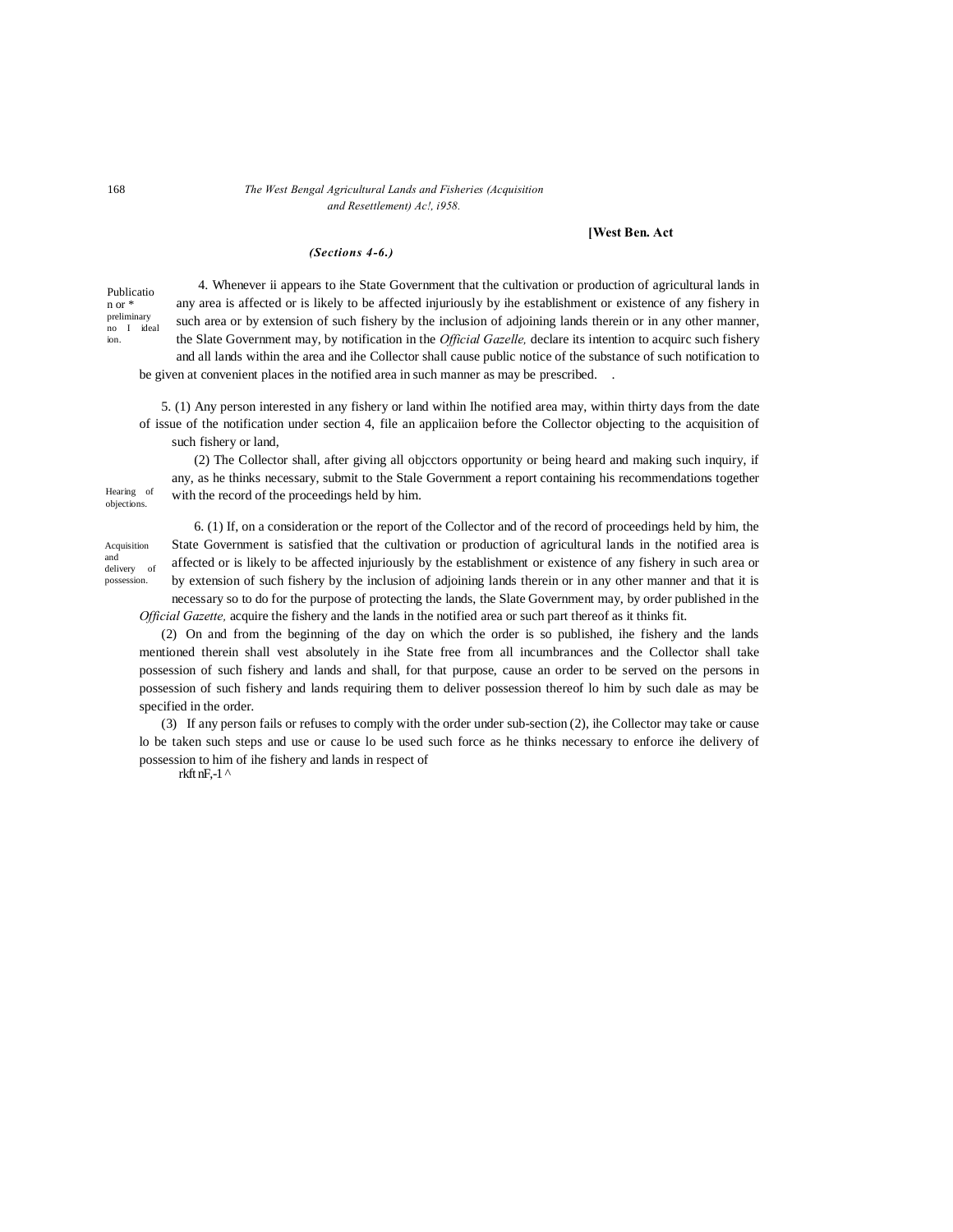*(Sections 4-6.)*

Publication or preliminary notification.

4. Whenever ii appears to ihe State Government that the cultivation or production of agricultural lands in any area is affected or is likely to be affected injuriously by ihe establishment or existence of any fishery in such area or by extension of such fishery by the inclusion of adjoining lands therein or in any other manner, the Slate Government may, by notification in the *Official Gazelle,* declare its intention to acquirc such fishery and all lands within the area and ihe Collector shall cause public notice of the substance of such notification to be given at convenient places in the notified area in such manner as may be prescribed.

Hearing of objections.

5. (1) Any person interested in any fishery or land within Ihe notified area may, within thirty days from the date of issue of the notification under section 4, file an applicaiion before the Collector objecting to the acquisition of such fishery or land,

(2) The Collector shall, after giving all objcctors opportunity or being heard and making such inquiry, if any, as he thinks necessary, submit to the Stale Government a report containing his recommendations together with the record of the proceedings held by him.

Acquisition and delivery of possession.

6. (1) If, on a consideration or the report of the Collector and of the record of proceedings held by him, the State Government is satisfied that the cultivation or production of agricultural lands in the notified area is affected or is likely to be affected injuriously by the establishment or existence of any fishery in such area or by extension of such fishery by the inclusion of adjoining lands therein or in any other manner and that it is necessary so to do for the purpose of protecting the lands, the Slate Government may, by order published in the *Official Gazette,* acquire the fishery and the lands in the notified area or such part thereof as it thinks fit.

(2) On and from the beginning of the day on which the order is so published, ihe fishery and the lands mentioned therein shall vest absolutely in ihe State free from all incumbrances and the Collector shall take possession of such fishery and lands and shall, for that purpose, cause an order to be served on the persons in possession of such fishery and lands requiring them to deliver possession thereof lo him by such dale as may be specified in the order.

(3) If any person fails or refuses to comply with the order under sub-section (2), ihe Collector may take or cause lo be taken such steps and use or cause lo be used such force as he thinks necessary to enforce ihe delivery of possession to him of ihe fishery and lands in respect of

rkft nF,-1 ^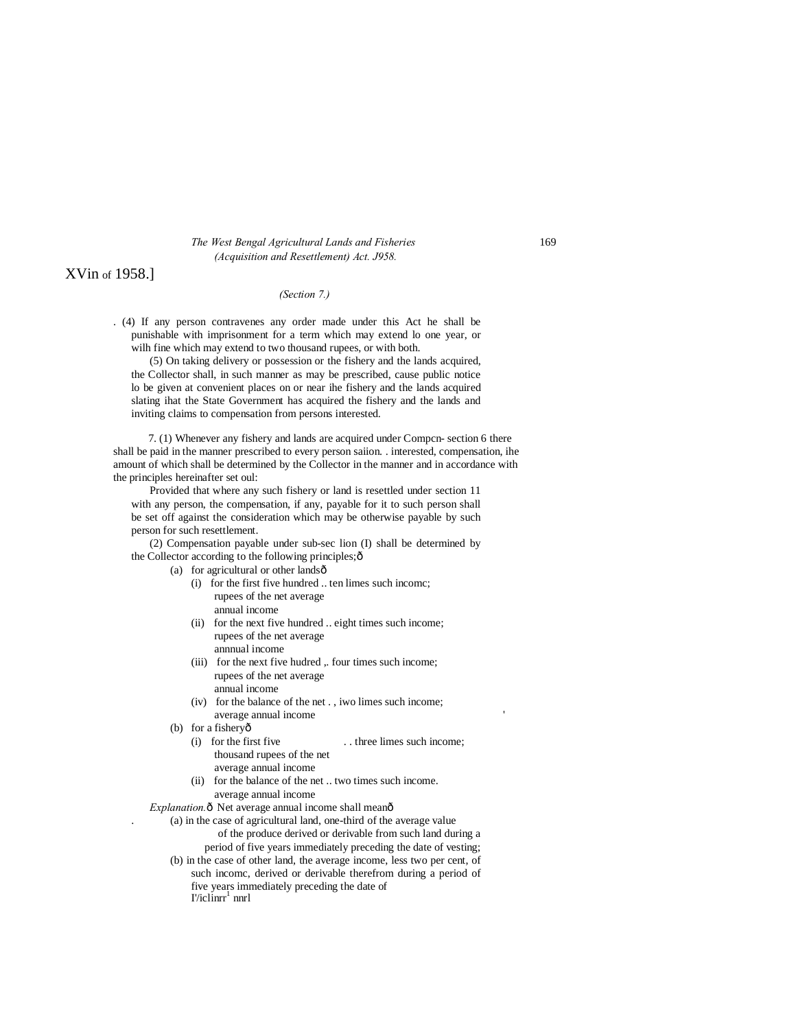(Section 7.)

(4) If any person contravenes any order made under this Act he shall be punishable with imprisonment for a term which may extend lo one year, or wilh fine which may extend to two thousand rupees, or with both.

(5) On taking delivery or possession or the fishery and the lands acquired, the Collector shall, in such manner as may be prescribed, cause public notice lo be given at convenient places on or near ihe fishery and the lands acquired slating ihat the State Government has acquired the fishery and the lands and inviting claims to compensation from persons interested.

7. (1) Whenever any fishery and lands are acquired under Compcn- section 6 there shall be paid in the manner prescribed to every person saiion. . interested, compensation, ihe amount of which shall be determined by the Collector in the manner and in accordance with the principles hereinafter set oul:

Provided that where any such fishery or land is resettled under section 11 with any person, the compensation, if any, payable for it to such person shall be set off against the consideration which may be otherwise payable by such person for such resettlement.

(2) Compensation payable under sub-sec lion (I) shall be determined by the Collector according to the following principles;—

(a) for agricultural or other lands—

(i) for the first five hundred rupees of the net average annual income .. ten limes such incomc;

(ii) for the next five hundred rupees of the net average annnual income .. eight times such income;

(iii) for the next five hudred rupees of the net average annual income ,. four times such income;

(iv) for the balance of the net average annual income . , iwo limes such income;

(b) for a fishery—

(i) for the first five thousand rupees of the net average annual income . . three limes such income;

(ii) for the balance of the net average annual income .. two times such income.

*Explanation.*— Net average annual income shall mean—

(a) in the case of agricultural land, one-third of the average value of the produce derived or derivable from such land during a period of five years immediately preceding the date of vesting;

(b) in the case of other land, the average income, less two per cent, of such incomc, derived or derivable therefrom during a period of five years immediately preceding the date of I'/iclinrr nnrl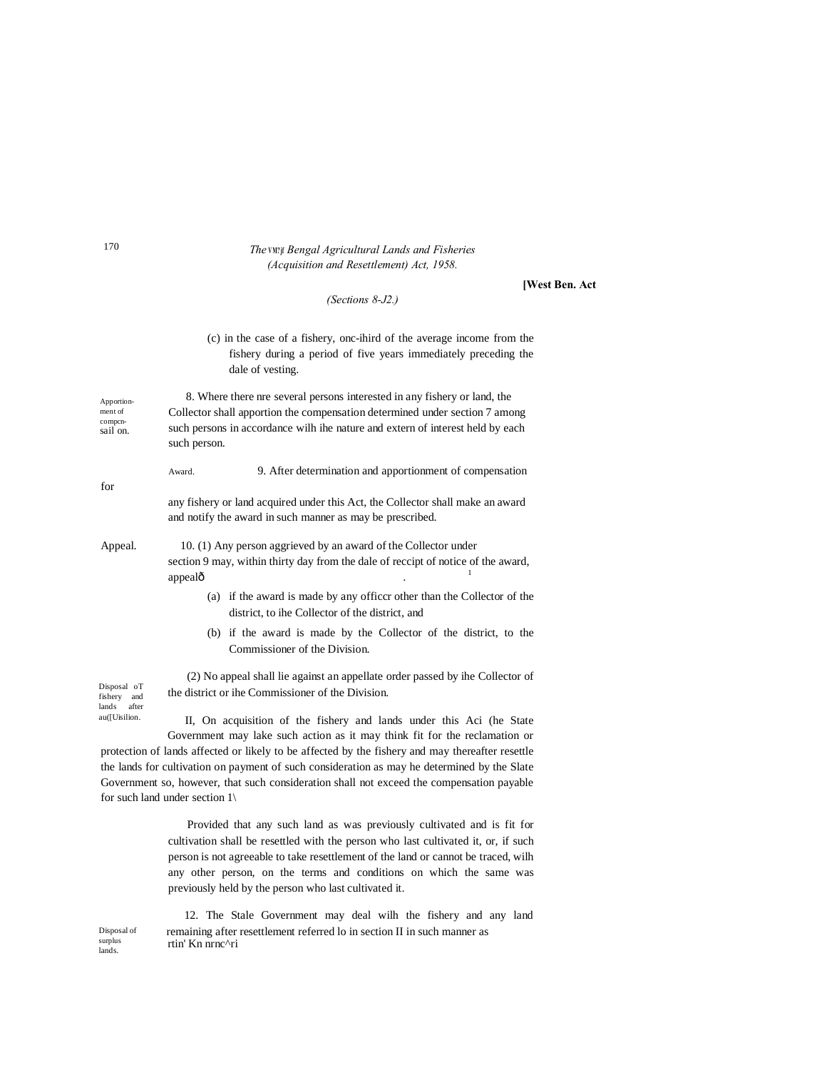*The* VM!;|t *Bengal Agricultural Lands and Fisheries (Acquisition and Resettlement) Act, 1958.*

**[West Ben. Act**

*(Sections 8-J2.)*

(c) in the case of a fishery, onc-ihird of the average income from the fishery during a period of five years immediately preceding the dale of vesting.

Apportion-ment of compcn-sail on.

8. Where there nre several persons interested in any fishery or land, the Collector shall apportion the compensation determined under section 7 among such persons in accordance wilh ihe nature and extern of interest held by each such person.

Award.

9. After determination and apportionment of compensation for any fishery or land acquired under this Act, the Collector shall make an award and notify the award in such manner as may be prescribed.

Appeal.

10. (1) Any person aggrieved by an award of the Collector under section 9 may, within thirty day from the dale of reccipt of notice of the award, appealð

(a) if the award is made by any officcr other than the Collector of the district, to ihe Collector of the district, and

(b) if the award is made by the Collector of the district, to the Commissioner of the Division.

(2) No appeal shall lie against an appellate order passed by ihe Collector of the district or ihe Commissioner of the Division.

Disposal oT fishery and lands after au([Uisilion.

II, On acquisition of the fishery and lands under this Aci (he State Government may lake such action as it may think fit for the reclamation or protection of lands affected or likely to be affected by the fishery and may thereafter resettle the lands for cultivation on payment of such consideration as may he determined by the Slate Government so, however, that such consideration shall not exceed the compensation payable for such land under section 1\

Provided that any such land as was previously cultivated and is fit for cultivation shall be resettled with the person who last cultivated it, or, if such person is not agreeable to take resettlement of the land or cannot be traced, wilh any other person, on the terms and conditions on which the same was previously held by the person who last cultivated it.

Disposal of surplus lands.

12. The Stale Government may deal wilh the fishery and any land remaining after resettlement referred lo in section II in such manner as rtin' Kn nrnc^ri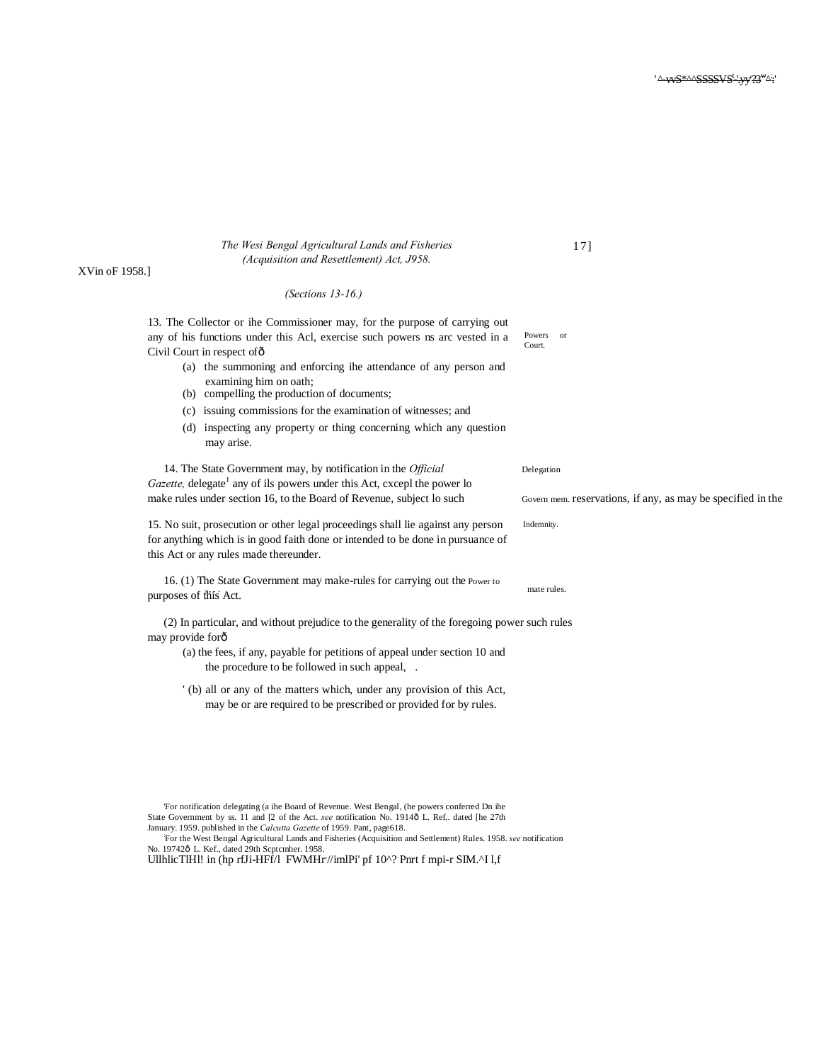*The Wesi Bengal Agricultural Lands and Fisheries (Acquisition and Resettlement) Act, J958.*

XVin oF 1958.]

*(Sections 13-16.)*

Powers or Court.

13. The Collector or ihe Commissioner may, for the purpose of carrying out any of his functions under this Acl, exercise such powers ns arc vested in a Civil Court in respect ofð

(a) the summoning and enforcing ihe attendance of any person and examining him on oath;

(b) compelling the production of documents;

(c) issuing commissions for the examination of witnesses; and

(d) inspecting any property or thing concerning which any question may arise.

Delegation Govern mem.

14. The State Government may, by notification in the *Official Gazette,* delegate[1] any of ils powers under this Act, cxcepl the power lo make rules under section 16, to the Board of Revenue, subject lo such reservations, if any, as may be specified in the

Indemnity.

15. No suit, prosecution or other legal proceedings shall lie against any person for anything which is in good faith done or intended to be done in pursuance of this Act or any rules made thereunder.

Power to mate rules.

16. (1) The State Government may make-rules for carrying out the purposes of this Act.

(2) In particular, and without prejudice to the generality of the foregoing power such rules may provide forð

(a) the fees, if any, payable for petitions of appeal under section 10 and the procedure to be followed in such appeal, .

' (b) all or any of the matters which, under any provision of this Act, may be or are required to be prescribed or provided for by rules.

'For notification delegating (a ihe Board of Revenue. West Bengal, (he powers conferred Dn ihe State Government by ss. 11 and [2 of the Act. *see* notification No. 1914ð L. Ref.. dated [he 27th January. 1959. published in the *Calcutta Gazette* of 1959. Pant, page618.

For the West Bengal Agricultural Lands and Fisheries (Acquisition and Settlement) Rules. 1958. *see* notification No. 19742ð L. Kef., dated 29th Scptcmher. 1958.

UllhlicTlHl! in (hp rfJi-HFf/l FWMHr//imlPi' pf 10^? Pnrt f mpi-r SIM.^I l,f